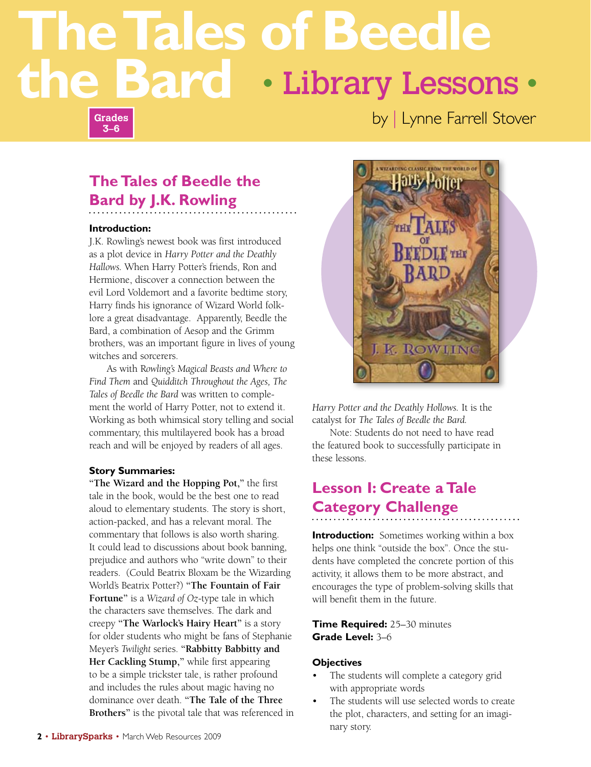# The Tales of Beedle the Bard • Library Lessons •

Grades 3–6

by | Lynne Farrell Stover

## The Tales of Beedle the Bard by J.K. Rowling

**Introduction:**
J.K. Rowling's newest book was first introduced as a plot device in *Harry Potter and the Deathly Hallows.* When Harry Potter's friends, Ron and Hermione, discover a connection between the evil Lord Voldemort and a favorite bedtime story, Harry finds his ignorance of Wizard World folklore a great disadvantage. Apparently, Beedle the Bard, a combination of Aesop and the Grimm brothers, was an important figure in lives of young witches and sorcerers.

As with R*owling's Magical Beasts and Where to Find Them* and *Quidditch Throughout the Ages, The Tales of Beedle the Bard* was written to complement the world of Harry Potter, not to extend it. Working as both whimsical story telling and social commentary, this multilayered book has a broad reach and will be enjoyed by readers of all ages.

**Story Summaries:**
"**The Wizard and the Hopping Pot**," the first tale in the book, would be the best one to read aloud to elementary students. The story is short, action-packed, and has a relevant moral. The commentary that follows is also worth sharing. It could lead to discussions about book banning, prejudice and authors who "write down" to their readers. (Could Beatrix Bloxam be the Wizarding World's Beatrix Potter?) "**The Fountain of Fair Fortune**" is a *Wizard of Oz*-type tale in which the characters save themselves. The dark and creepy "**The Warlock's Hairy Heart**" is a story for older students who might be fans of Stephanie Meyer's *Twilight* series. "**Rabbitty Babbitty and Her Cackling Stump,**" while first appearing to be a simple trickster tale, is rather profound and includes the rules about magic having no dominance over death. "**The Tale of the Three Brothers**" is the pivotal tale that was referenced in *Harry Potter and the Deathly Hollows.* It is the catalyst for *The Tales of Beedle the Bard.*

Note: Students do not need to have read the featured book to successfully participate in these lessons.

## Lesson I: Create a Tale Category Challenge

**Introduction:** Sometimes working within a box helps one think "outside the box". Once the students have completed the concrete portion of this activity, it allows them to be more abstract, and encourages the type of problem-solving skills that will benefit them in the future.

**Time Required:** 25–30 minutes
**Grade Level:** 3–6

**Objectives**

- The students will complete a category grid with appropriate words
- The students will use selected words to create the plot, characters, and setting for an imaginary story.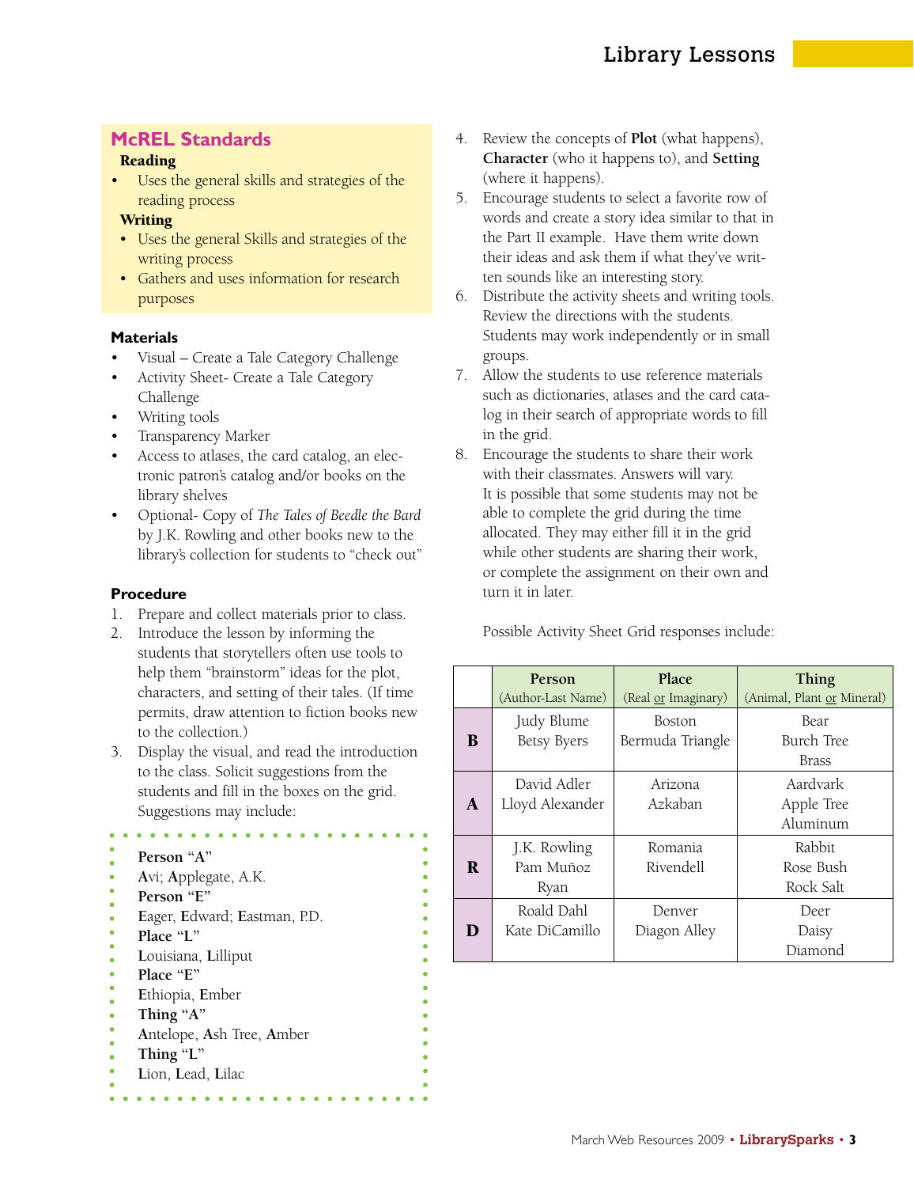## McREL Standards

**Reading**

- Uses the general skills and strategies of the reading process

**Writing**

- Uses the general Skills and strategies of the writing process
- Gathers and uses information for research purposes

### Materials

- Visual – Create a Tale Category Challenge
- Activity Sheet- Create a Tale Category Challenge
- Writing tools
- Transparency Marker
- Access to atlases, the card catalog, an electronic patron's catalog and/or books on the library shelves
- Optional- Copy of *The Tales of Beedle the Bard* by J.K. Rowling and other books new to the library's collection for students to "check out"

### Procedure

1. Prepare and collect materials prior to class.
2. Introduce the lesson by informing the students that storytellers often use tools to help them "brainstorm" ideas for the plot, characters, and setting of their tales. (If time permits, draw attention to fiction books new to the collection.)
3. Display the visual, and read the introduction to the class. Solicit suggestions from the students and fill in the boxes on the grid. Suggestions may include:

> **Person "A"**
> **A**vi; **A**pplegate, A.K.
> **Person "E"**
> **E**ager, **E**dward; **E**astman, P.D.
> **Place "L"**
> **L**ouisiana, **L**illiput
> **Place "E"**
> **E**thiopia, **E**mber
> **Thing "A"**
> **A**ntelope, **A**sh Tree, **A**mber
> **Thing "L"**
> **L**ion, **L**ead, **L**ilac

4. Review the concepts of **Plot** (what happens), **Character** (who it happens to), and **Setting** (where it happens).
5. Encourage students to select a favorite row of words and create a story idea similar to that in the Part II example. Have them write down their ideas and ask them if what they've written sounds like an interesting story.
6. Distribute the activity sheets and writing tools. Review the directions with the students. Students may work independently or in small groups.
7. Allow the students to use reference materials such as dictionaries, atlases and the card catalog in their search of appropriate words to fill in the grid.
8. Encourage the students to share their work with their classmates. Answers will vary. It is possible that some students may not be able to complete the grid during the time allocated. They may either fill it in the grid while other students are sharing their work, or complete the assignment on their own and turn it in later.

Possible Activity Sheet Grid responses include:

| | **Person** (Author-Last Name) | **Place** (Real or Imaginary) | **Thing** (Animal, Plant or Mineral) |
|---|---|---|---|
| **B** | Judy Blume<br>Betsy Byers | Boston<br>Bermuda Triangle | Bear<br>Burch Tree<br>Brass |
| **A** | David Adler<br>Lloyd Alexander | Arizona<br>Azkaban | Aardvark<br>Apple Tree<br>Aluminum |
| **R** | J.K. Rowling<br>Pam Muñoz<br>Ryan | Romania<br>Rivendell | Rabbit<br>Rose Bush<br>Rock Salt |
| **D** | Roald Dahl<br>Kate DiCamillo | Denver<br>Diagon Alley | Deer<br>Daisy<br>Diamond |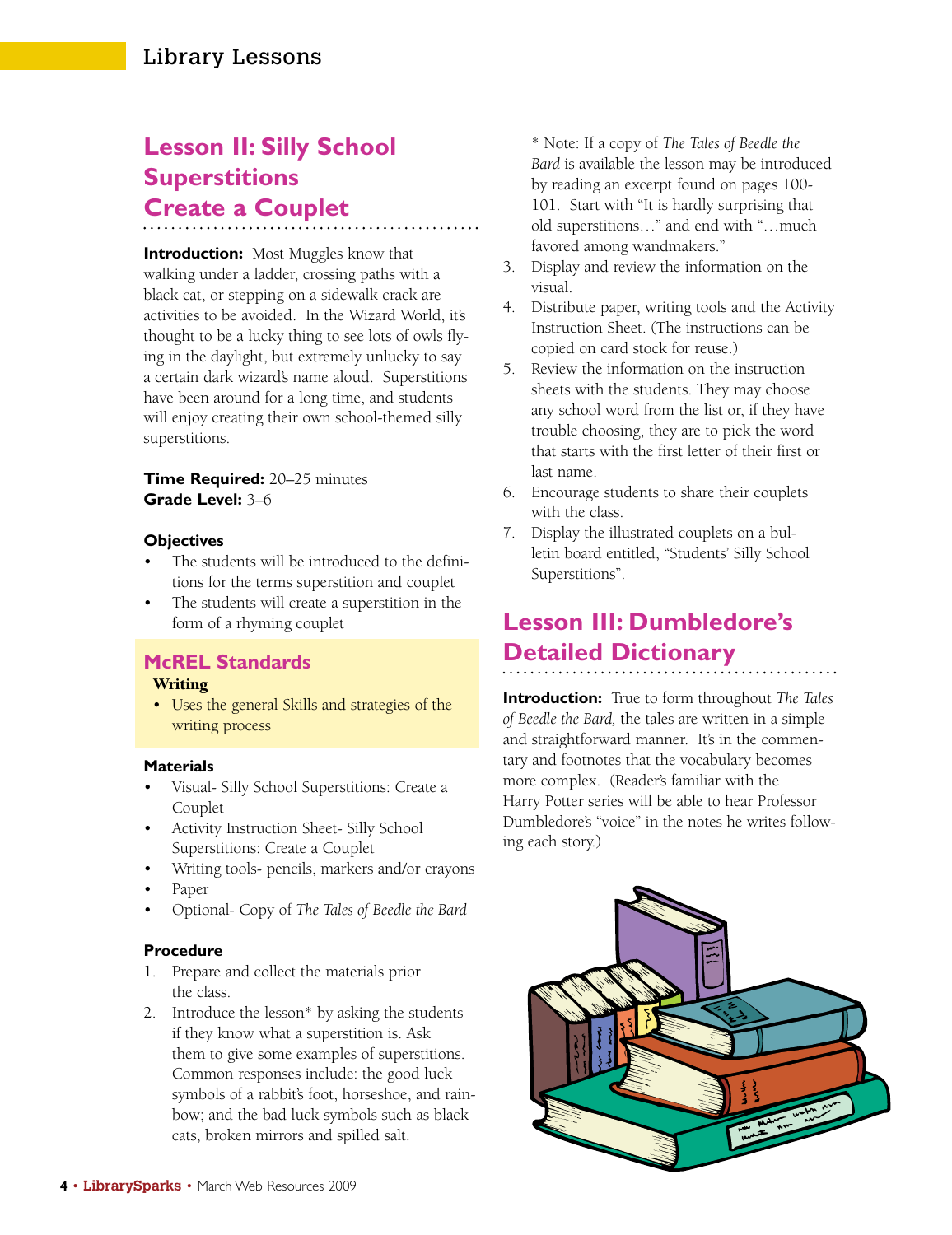## Lesson II: Silly School Superstitions Create a Couplet

**Introduction:** Most Muggles know that walking under a ladder, crossing paths with a black cat, or stepping on a sidewalk crack are activities to be avoided. In the Wizard World, it's thought to be a lucky thing to see lots of owls flying in the daylight, but extremely unlucky to say a certain dark wizard's name aloud. Superstitions have been around for a long time, and students will enjoy creating their own school-themed silly superstitions.

**Time Required:** 20–25 minutes
**Grade Level:** 3–6

### Objectives

- The students will be introduced to the definitions for the terms superstition and couplet
- The students will create a superstition in the form of a rhyming couplet

### McREL Standards

**Writing**

- Uses the general Skills and strategies of the writing process

### Materials

- Visual- Silly School Superstitions: Create a Couplet
- Activity Instruction Sheet- Silly School Superstitions: Create a Couplet
- Writing tools- pencils, markers and/or crayons
- Paper
- Optional- Copy of *The Tales of Beedle the Bard*

### Procedure

1. Prepare and collect the materials prior the class.
2. Introduce the lesson* by asking the students if they know what a superstition is. Ask them to give some examples of superstitions. Common responses include: the good luck symbols of a rabbit's foot, horseshoe, and rainbow; and the bad luck symbols such as black cats, broken mirrors and spilled salt.

   * Note: If a copy of *The Tales of Beedle the Bard* is available the lesson may be introduced by reading an excerpt found on pages 100-101. Start with "It is hardly surprising that old superstitions…" and end with "…much favored among wandmakers."
3. Display and review the information on the visual.
4. Distribute paper, writing tools and the Activity Instruction Sheet. (The instructions can be copied on card stock for reuse.)
5. Review the information on the instruction sheets with the students. They may choose any school word from the list or, if they have trouble choosing, they are to pick the word that starts with the first letter of their first or last name.
6. Encourage students to share their couplets with the class.
7. Display the illustrated couplets on a bulletin board entitled, "Students' Silly School Superstitions".

## Lesson III: Dumbledore's Detailed Dictionary

**Introduction:** True to form throughout *The Tales of Beedle the Bard,* the tales are written in a simple and straightforward manner. It's in the commentary and footnotes that the vocabulary becomes more complex. (Reader's familiar with the Harry Potter series will be able to hear Professor Dumbledore's "voice" in the notes he writes following each story.)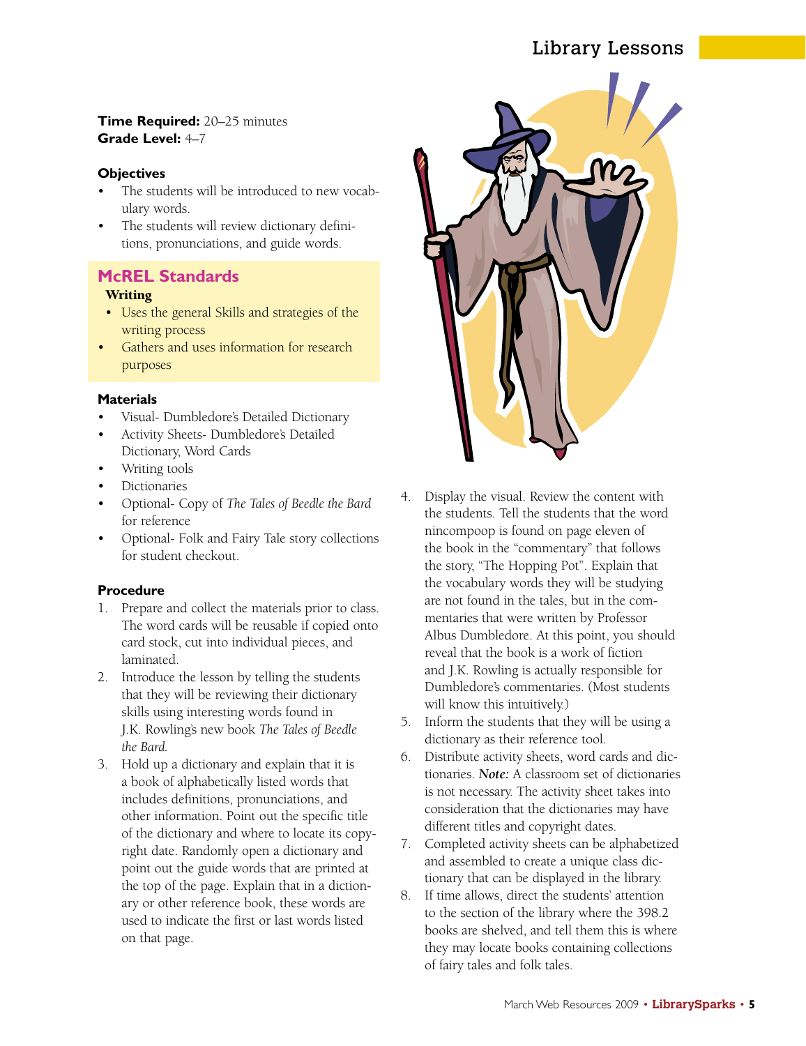**Time Required:** 20–25 minutes
**Grade Level:** 4–7

### Objectives

- The students will be introduced to new vocabulary words.
- The students will review dictionary definitions, pronunciations, and guide words.

## McREL Standards

**Writing**

- Uses the general Skills and strategies of the writing process
- Gathers and uses information for research purposes

### Materials

- Visual- Dumbledore's Detailed Dictionary
- Activity Sheets- Dumbledore's Detailed Dictionary, Word Cards
- Writing tools
- Dictionaries
- Optional- Copy of *The Tales of Beedle the Bard* for reference
- Optional- Folk and Fairy Tale story collections for student checkout.

### Procedure

1. Prepare and collect the materials prior to class. The word cards will be reusable if copied onto card stock, cut into individual pieces, and laminated.
2. Introduce the lesson by telling the students that they will be reviewing their dictionary skills using interesting words found in J.K. Rowling's new book *The Tales of Beedle the Bard.*
3. Hold up a dictionary and explain that it is a book of alphabetically listed words that includes definitions, pronunciations, and other information. Point out the specific title of the dictionary and where to locate its copyright date. Randomly open a dictionary and point out the guide words that are printed at the top of the page. Explain that in a dictionary or other reference book, these words are used to indicate the first or last words listed on that page.
4. Display the visual. Review the content with the students. Tell the students that the word nincompoop is found on page eleven of the book in the "commentary" that follows the story, "The Hopping Pot". Explain that the vocabulary words they will be studying are not found in the tales, but in the commentaries that were written by Professor Albus Dumbledore. At this point, you should reveal that the book is a work of fiction and J.K. Rowling is actually responsible for Dumbledore's commentaries. (Most students will know this intuitively.)
5. Inform the students that they will be using a dictionary as their reference tool.
6. Distribute activity sheets, word cards and dictionaries. ***Note:*** A classroom set of dictionaries is not necessary. The activity sheet takes into consideration that the dictionaries may have different titles and copyright dates.
7. Completed activity sheets can be alphabetized and assembled to create a unique class dictionary that can be displayed in the library.
8. If time allows, direct the students' attention to the section of the library where the 398.2 books are shelved, and tell them this is where they may locate books containing collections of fairy tales and folk tales.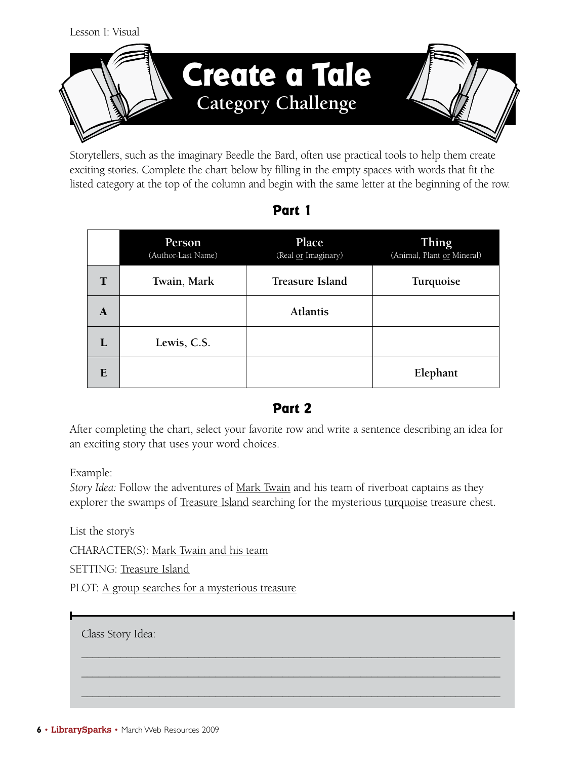Lesson I: Visual

# Create a Tale

## Category Challenge

Storytellers, such as the imaginary Beedle the Bard, often use practical tools to help them create exciting stories. Complete the chart below by filling in the empty spaces with words that fit the listed category at the top of the column and begin with the same letter at the beginning of the row.

### Part 1

| | Person (Author-Last Name) | Place (Real or Imaginary) | Thing (Animal, Plant or Mineral) |
|---|---|---|---|
| **T** | **Twain, Mark** | **Treasure Island** | **Turquoise** |
| **A** | | **Atlantis** | |
| **L** | **Lewis, C.S.** | | |
| **E** | | | **Elephant** |

### Part 2

After completing the chart, select your favorite row and write a sentence describing an idea for an exciting story that uses your word choices.

Example:
*Story Idea:* Follow the adventures of Mark Twain and his team of riverboat captains as they explorer the swamps of Treasure Island searching for the mysterious turquoise treasure chest.

List the story's

CHARACTER(S): Mark Twain and his team

SETTING: Treasure Island

PLOT: A group searches for a mysterious treasure

Class Story Idea:

______________________________________________________________________

______________________________________________________________________

______________________________________________________________________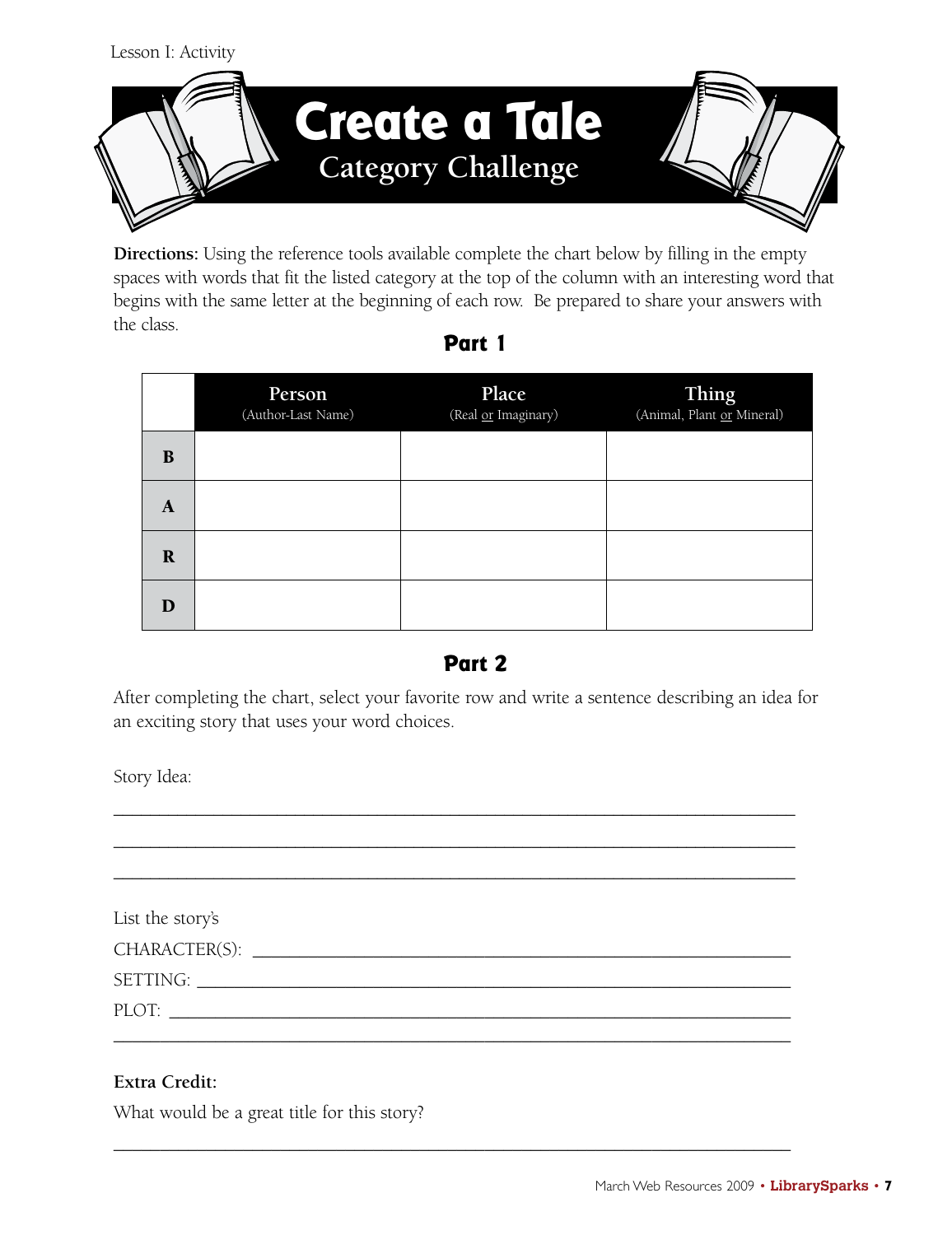Lesson I: Activity

# Create a Tale

## Category Challenge

**Directions:** Using the reference tools available complete the chart below by filling in the empty spaces with words that fit the listed category at the top of the column with an interesting word that begins with the same letter at the beginning of each row. Be prepared to share your answers with the class.

### Part 1

| | Person (Author-Last Name) | Place (Real or Imaginary) | Thing (Animal, Plant or Mineral) |
|---|---|---|---|
| **B** | | | |
| **A** | | | |
| **R** | | | |
| **D** | | | |

### Part 2

After completing the chart, select your favorite row and write a sentence describing an idea for an exciting story that uses your word choices.

Story Idea:

______________________________________________________________________

______________________________________________________________________

______________________________________________________________________

List the story's

CHARACTER(S): ______________________________________________________

SETTING: ___________________________________________________________

PLOT: ______________________________________________________________

______________________________________________________________________

**Extra Credit:**

What would be a great title for this story?

______________________________________________________________________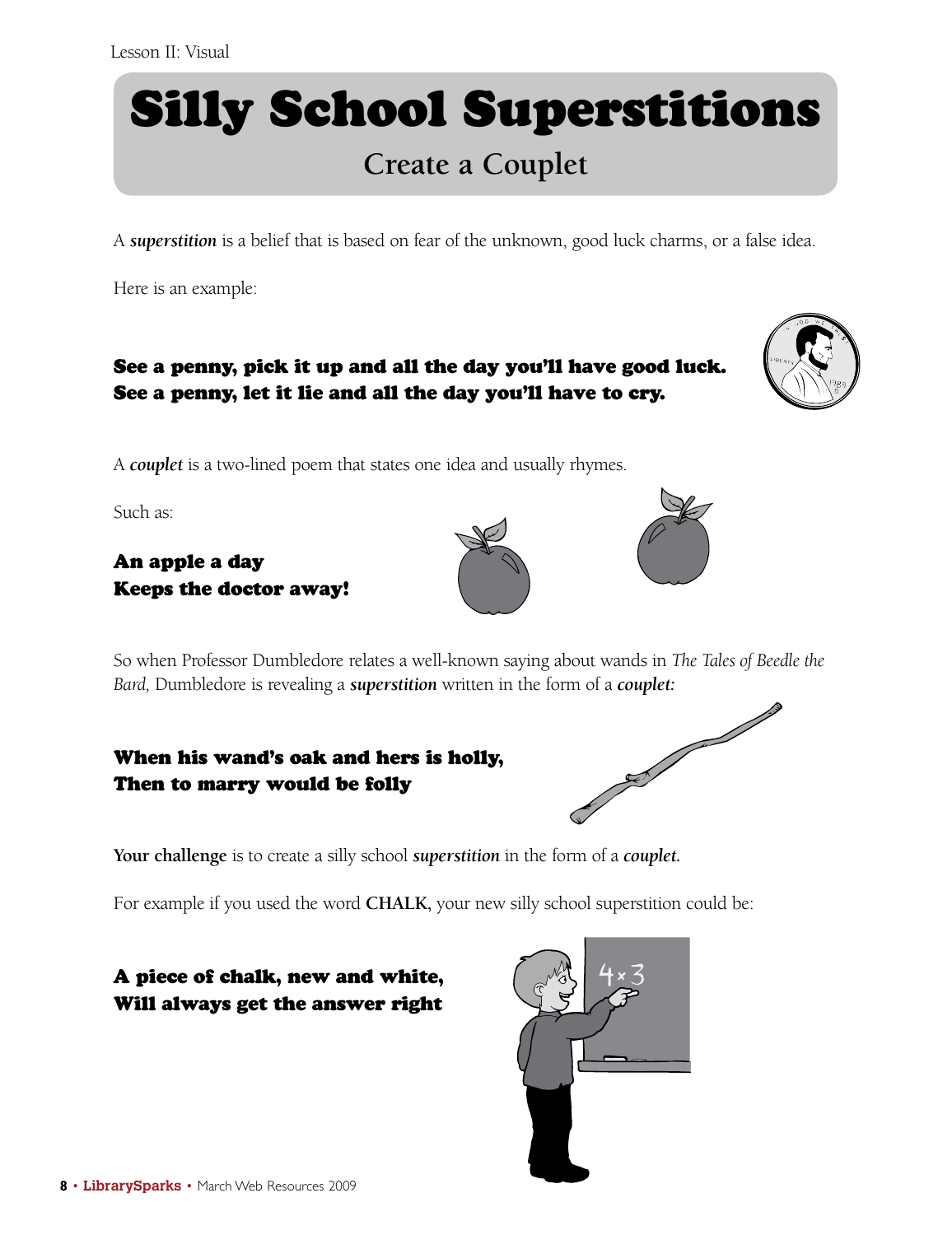Lesson II: Visual

# Silly School Superstitions

## Create a Couplet

A ***superstition*** is a belief that is based on fear of the unknown, good luck charms, or a false idea.

Here is an example:

**See a penny, pick it up and all the day you'll have good luck.**
**See a penny, let it lie and all the day you'll have to cry.**

A ***couplet*** is a two-lined poem that states one idea and usually rhymes.

Such as:

**An apple a day**
**Keeps the doctor away!**

So when Professor Dumbledore relates a well-known saying about wands in *The Tales of Beedle the Bard,* Dumbledore is revealing a ***superstition*** written in the form of a ***couplet:***

**When his wand's oak and hers is holly,**
**Then to marry would be folly**

**Your challenge** is to create a silly school ***superstition*** in the form of a ***couplet.***

For example if you used the word **CHALK**, your new silly school superstition could be:

**A piece of chalk, new and white,**
**Will always get the answer right**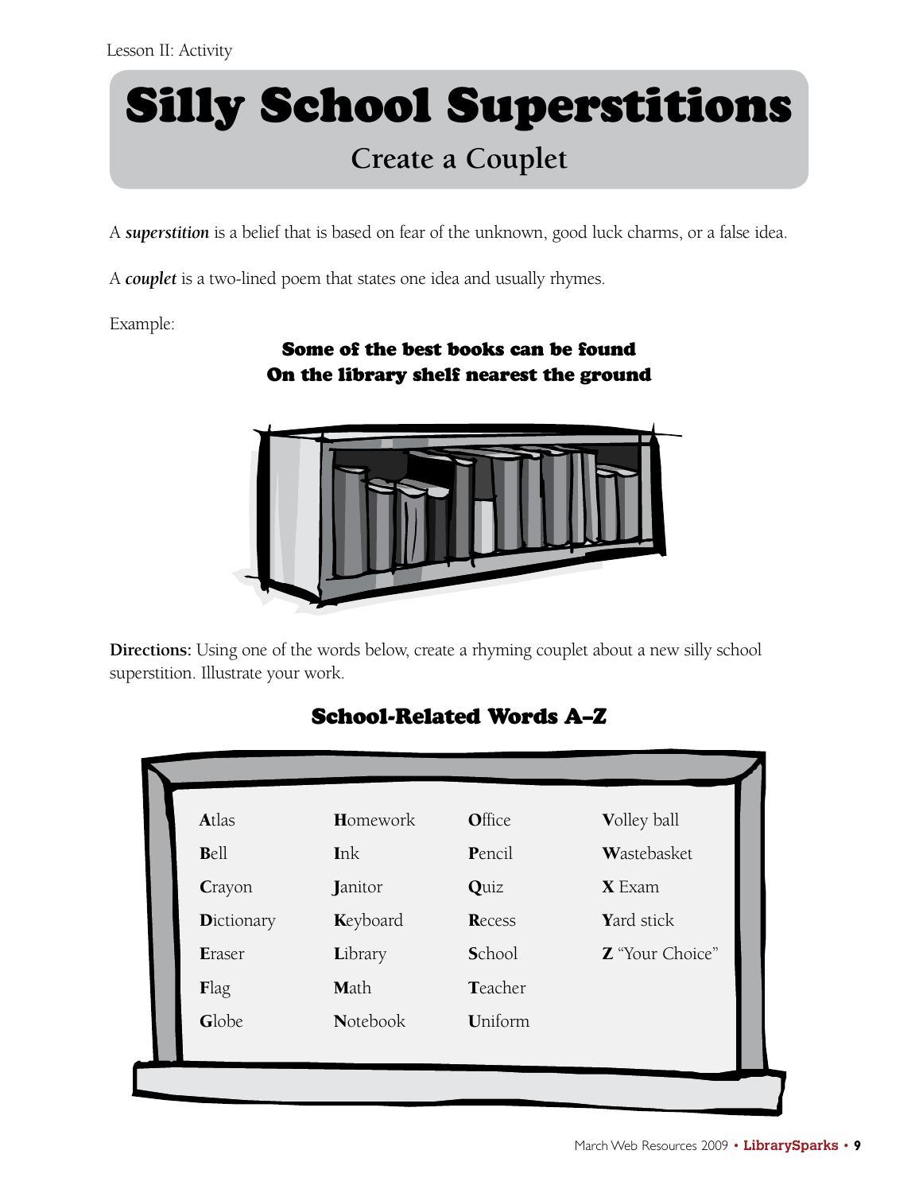Lesson II: Activity

# Silly School Superstitions

## Create a Couplet

A ***superstition*** is a belief that is based on fear of the unknown, good luck charms, or a false idea.

A ***couplet*** is a two-lined poem that states one idea and usually rhymes.

Example:

**Some of the best books can be found**
**On the library shelf nearest the ground**

**Directions:** Using one of the words below, create a rhyming couplet about a new silly school superstition. Illustrate your work.

### School-Related Words A–Z

| | | | |
|---|---|---|---|
| **A**tlas | **H**omework | **O**ffice | **V**olley ball |
| **B**ell | **I**nk | **P**encil | **W**astebasket |
| **C**rayon | **J**anitor | **Q**uiz | **X** Exam |
| **D**ictionary | **K**eyboard | **R**ecess | **Y**ard stick |
| **E**raser | **L**ibrary | **S**chool | **Z** "Your Choice" |
| **F**lag | **M**ath | **T**eacher | |
| **G**lobe | **N**otebook | **U**niform | |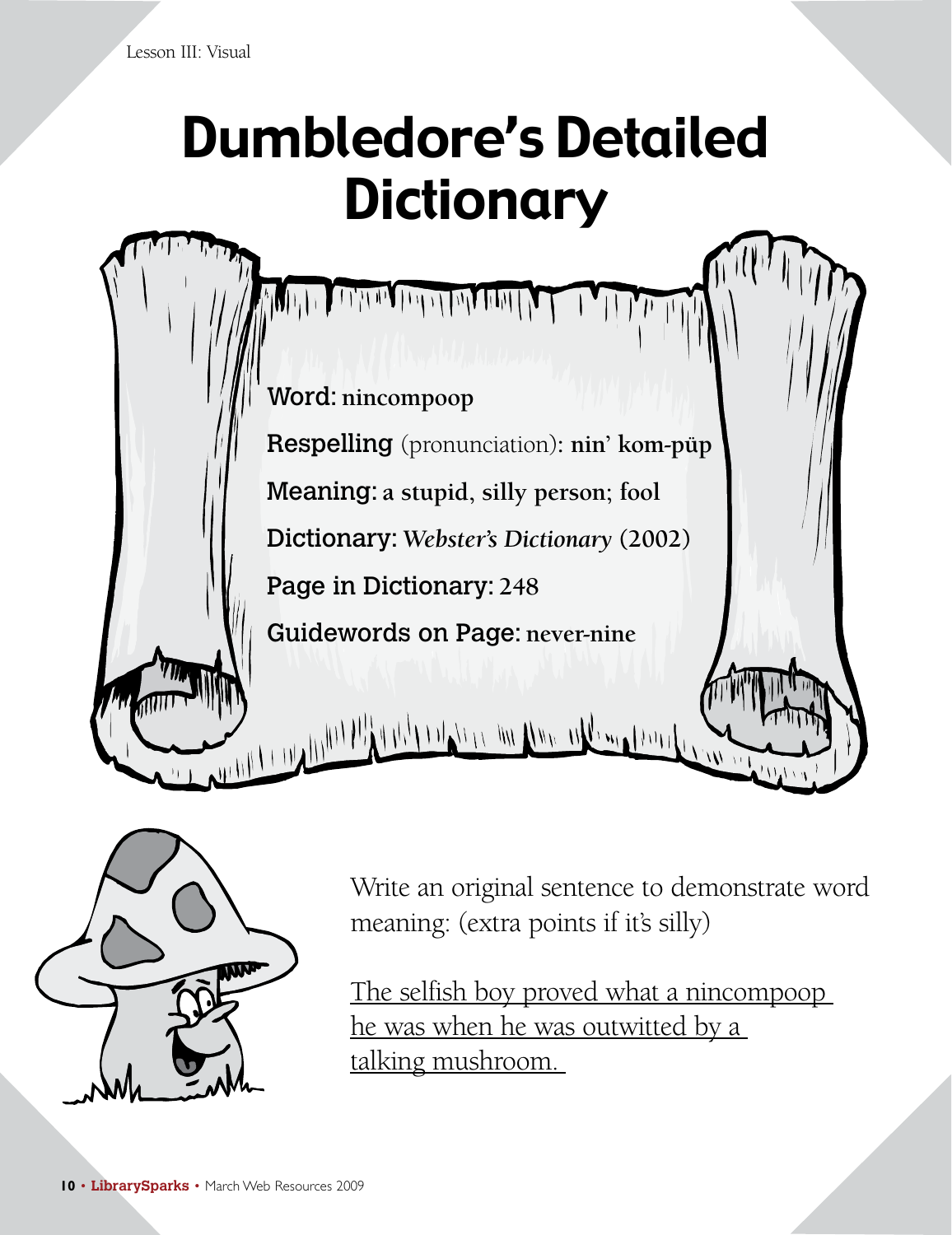Lesson III: Visual

# Dumbledore's Detailed Dictionary

**Word:** **nincompoop**

**Respelling** (pronunciation): **nin' kom-püp**

**Meaning:** **a stupid, silly person; fool**

**Dictionary:** ***Webster's Dictionary*** **(2002)**

**Page in Dictionary:** **248**

**Guidewords on Page:** **never-nine**

Write an original sentence to demonstrate word meaning: (extra points if it's silly)

The selfish boy proved what a nincompoop he was when he was outwitted by a talking mushroom.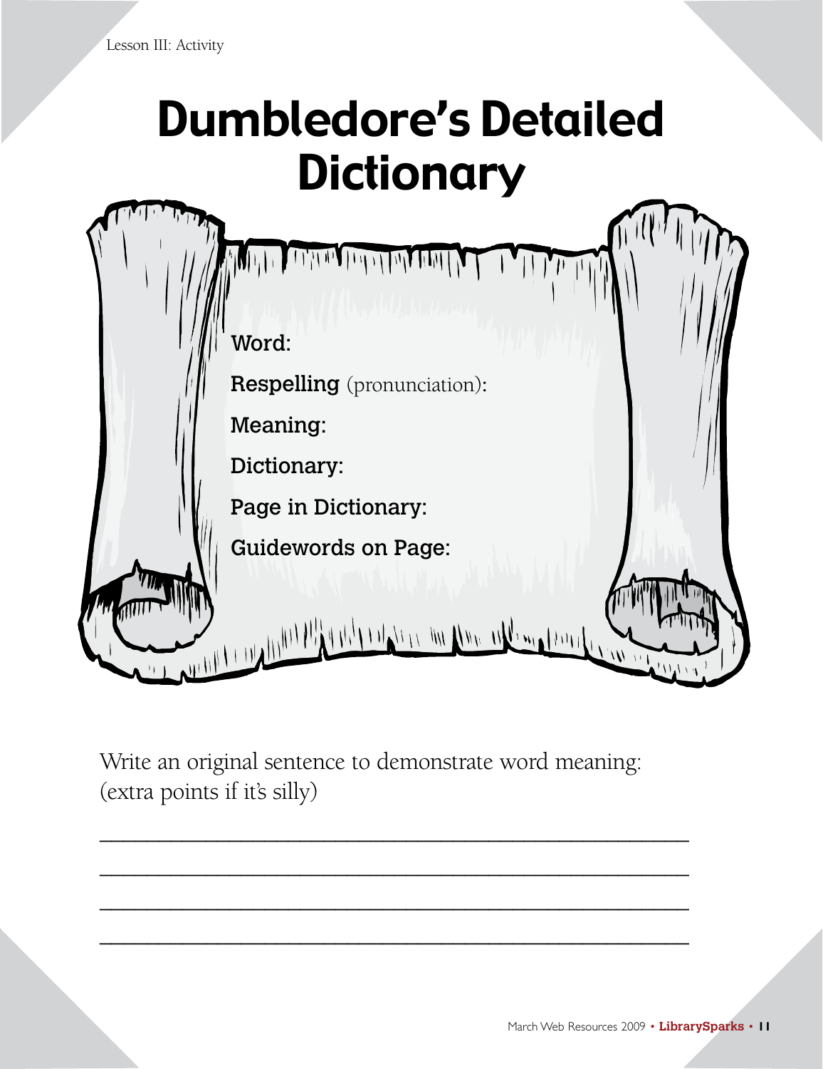# Dumbledore's Detailed Dictionary

**Word:**

**Respelling** (pronunciation):

**Meaning:**

**Dictionary:**

**Page in Dictionary:**

**Guidewords on Page:**

Write an original sentence to demonstrate word meaning:
(extra points if it's silly)

_______________________________________________

_______________________________________________

_______________________________________________

_______________________________________________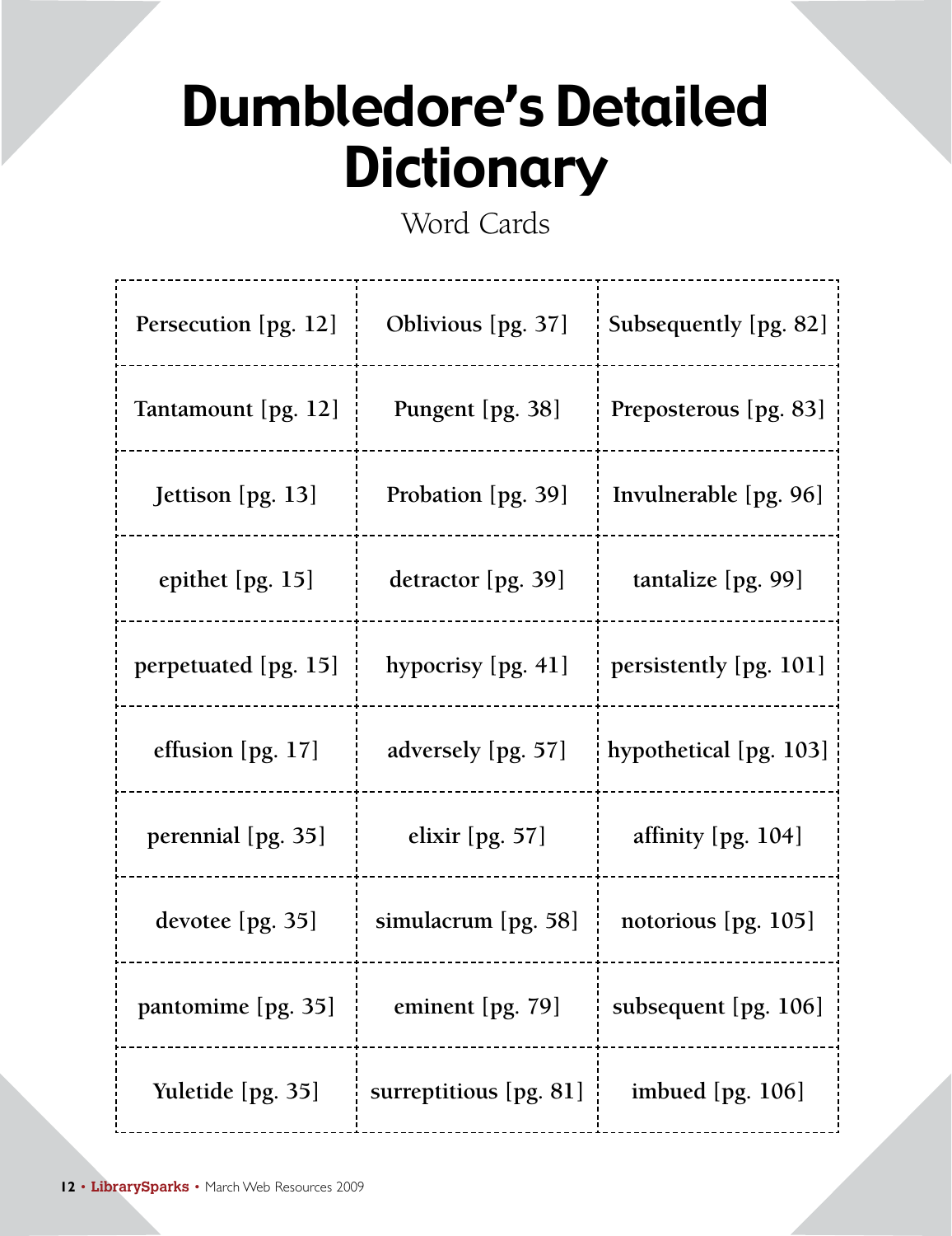# Dumbledore's Detailed Dictionary

Word Cards

| | | |
|---|---|---|
| Persecution [pg. 12] | Oblivious [pg. 37] | Subsequently [pg. 82] |
| Tantamount [pg. 12] | Pungent [pg. 38] | Preposterous [pg. 83] |
| Jettison [pg. 13] | Probation [pg. 39] | Invulnerable [pg. 96] |
| epithet [pg. 15] | detractor [pg. 39] | tantalize [pg. 99] |
| perpetuated [pg. 15] | hypocrisy [pg. 41] | persistently [pg. 101] |
| effusion [pg. 17] | adversely [pg. 57] | hypothetical [pg. 103] |
| perennial [pg. 35] | elixir [pg. 57] | affinity [pg. 104] |
| devotee [pg. 35] | simulacrum [pg. 58] | notorious [pg. 105] |
| pantomime [pg. 35] | eminent [pg. 79] | subsequent [pg. 106] |
| Yuletide [pg. 35] | surreptitious [pg. 81] | imbued [pg. 106] |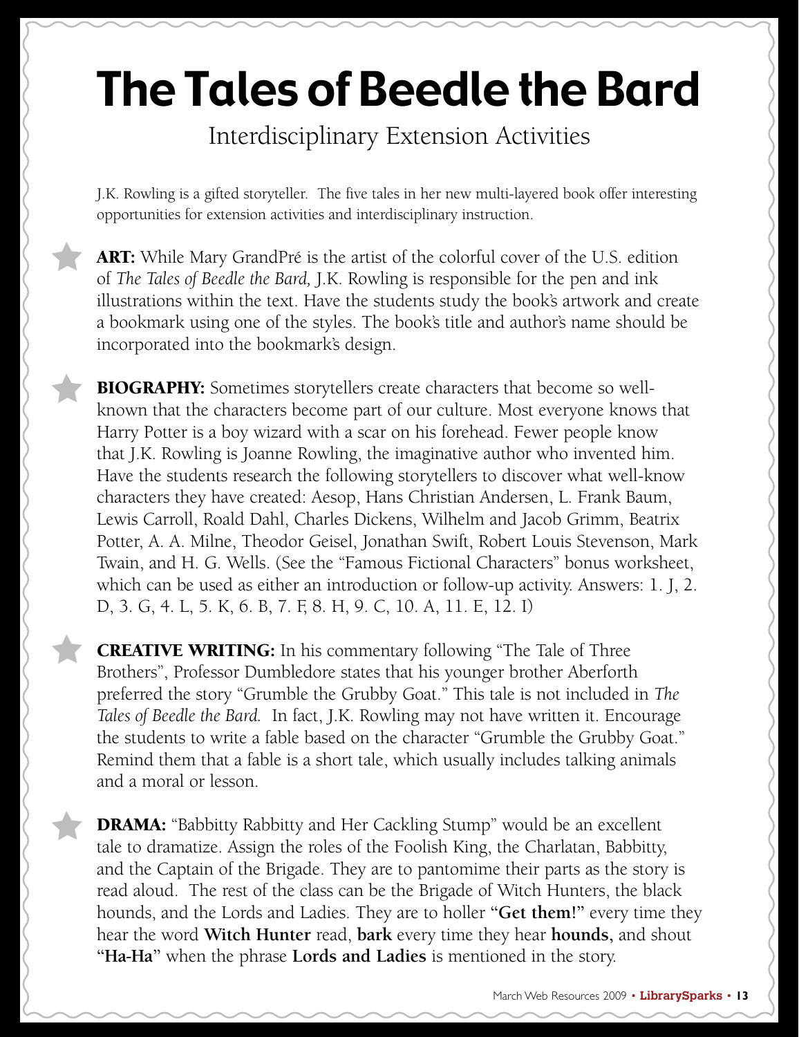# The Tales of Beedle the Bard

## Interdisciplinary Extension Activities

J.K. Rowling is a gifted storyteller. The five tales in her new multi-layered book offer interesting opportunities for extension activities and interdisciplinary instruction.

- **ART:** While Mary GrandPré is the artist of the colorful cover of the U.S. edition of *The Tales of Beedle the Bard,* J.K. Rowling is responsible for the pen and ink illustrations within the text. Have the students study the book's artwork and create a bookmark using one of the styles. The book's title and author's name should be incorporated into the bookmark's design.

- **BIOGRAPHY:** Sometimes storytellers create characters that become so well-known that the characters become part of our culture. Most everyone knows that Harry Potter is a boy wizard with a scar on his forehead. Fewer people know that J.K. Rowling is Joanne Rowling, the imaginative author who invented him. Have the students research the following storytellers to discover what well-know characters they have created: Aesop, Hans Christian Andersen, L. Frank Baum, Lewis Carroll, Roald Dahl, Charles Dickens, Wilhelm and Jacob Grimm, Beatrix Potter, A. A. Milne, Theodor Geisel, Jonathan Swift, Robert Louis Stevenson, Mark Twain, and H. G. Wells. (See the "Famous Fictional Characters" bonus worksheet, which can be used as either an introduction or follow-up activity. Answers: 1. J, 2. D, 3. G, 4. L, 5. K, 6. B, 7. F, 8. H, 9. C, 10. A, 11. E, 12. I)

- **CREATIVE WRITING:** In his commentary following "The Tale of Three Brothers", Professor Dumbledore states that his younger brother Aberforth preferred the story "Grumble the Grubby Goat." This tale is not included in *The Tales of Beedle the Bard.* In fact, J.K. Rowling may not have written it. Encourage the students to write a fable based on the character "Grumble the Grubby Goat." Remind them that a fable is a short tale, which usually includes talking animals and a moral or lesson.

- **DRAMA:** "Babbitty Rabbitty and Her Cackling Stump" would be an excellent tale to dramatize. Assign the roles of the Foolish King, the Charlatan, Babbitty, and the Captain of the Brigade. They are to pantomime their parts as the story is read aloud. The rest of the class can be the Brigade of Witch Hunters, the black hounds, and the Lords and Ladies. They are to holler "**Get them!**" every time they hear the word **Witch Hunter** read, **bark** every time they hear **hounds,** and shout "**Ha-Ha**" when the phrase **Lords and Ladies** is mentioned in the story.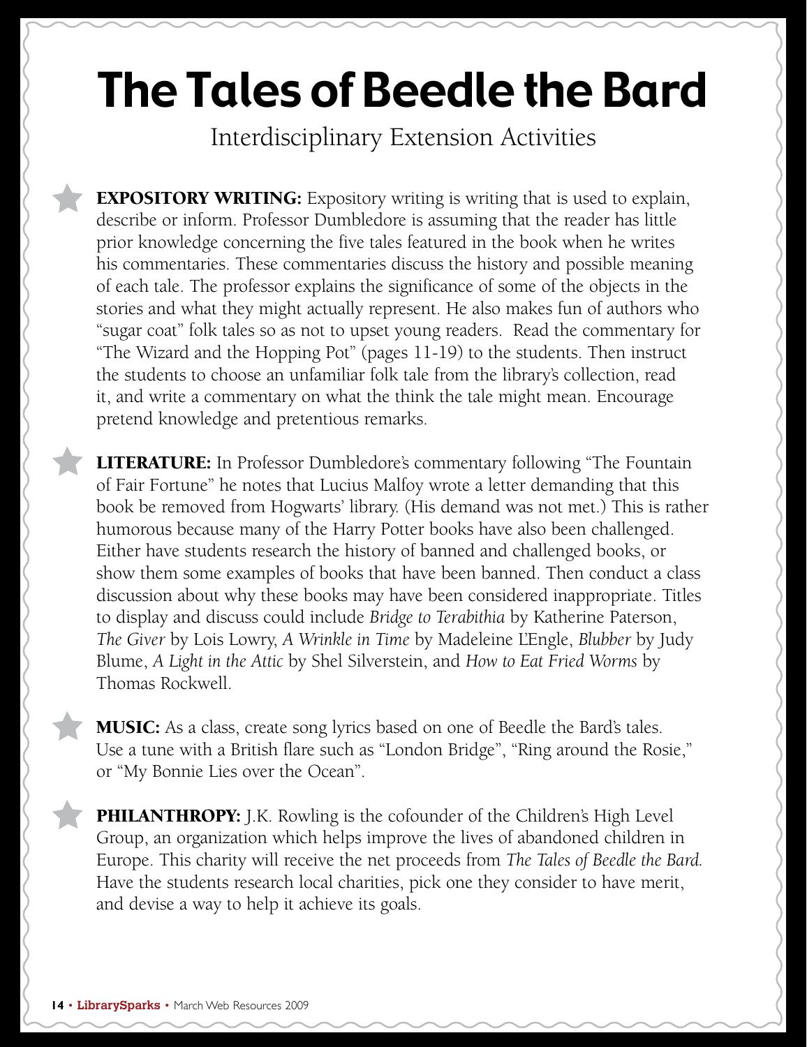# The Tales of Beedle the Bard

Interdisciplinary Extension Activities

**EXPOSITORY WRITING:** Expository writing is writing that is used to explain, describe or inform. Professor Dumbledore is assuming that the reader has little prior knowledge concerning the five tales featured in the book when he writes his commentaries. These commentaries discuss the history and possible meaning of each tale. The professor explains the significance of some of the objects in the stories and what they might actually represent. He also makes fun of authors who "sugar coat" folk tales so as not to upset young readers. Read the commentary for "The Wizard and the Hopping Pot" (pages 11-19) to the students. Then instruct the students to choose an unfamiliar folk tale from the library's collection, read it, and write a commentary on what the think the tale might mean. Encourage pretend knowledge and pretentious remarks.

**LITERATURE:** In Professor Dumbledore's commentary following "The Fountain of Fair Fortune" he notes that Lucius Malfoy wrote a letter demanding that this book be removed from Hogwarts' library. (His demand was not met.) This is rather humorous because many of the Harry Potter books have also been challenged. Either have students research the history of banned and challenged books, or show them some examples of books that have been banned. Then conduct a class discussion about why these books may have been considered inappropriate. Titles to display and discuss could include *Bridge to Terabithia* by Katherine Paterson, *The Giver* by Lois Lowry, *A Wrinkle in Time* by Madeleine L'Engle, *Blubber* by Judy Blume, *A Light in the Attic* by Shel Silverstein, and *How to Eat Fried Worms* by Thomas Rockwell.

**MUSIC:** As a class, create song lyrics based on one of Beedle the Bard's tales. Use a tune with a British flare such as "London Bridge", "Ring around the Rosie," or "My Bonnie Lies over the Ocean".

**PHILANTHROPY:** J.K. Rowling is the cofounder of the Children's High Level Group, an organization which helps improve the lives of abandoned children in Europe. This charity will receive the net proceeds from *The Tales of Beedle the Bard.* Have the students research local charities, pick one they consider to have merit, and devise a way to help it achieve its goals.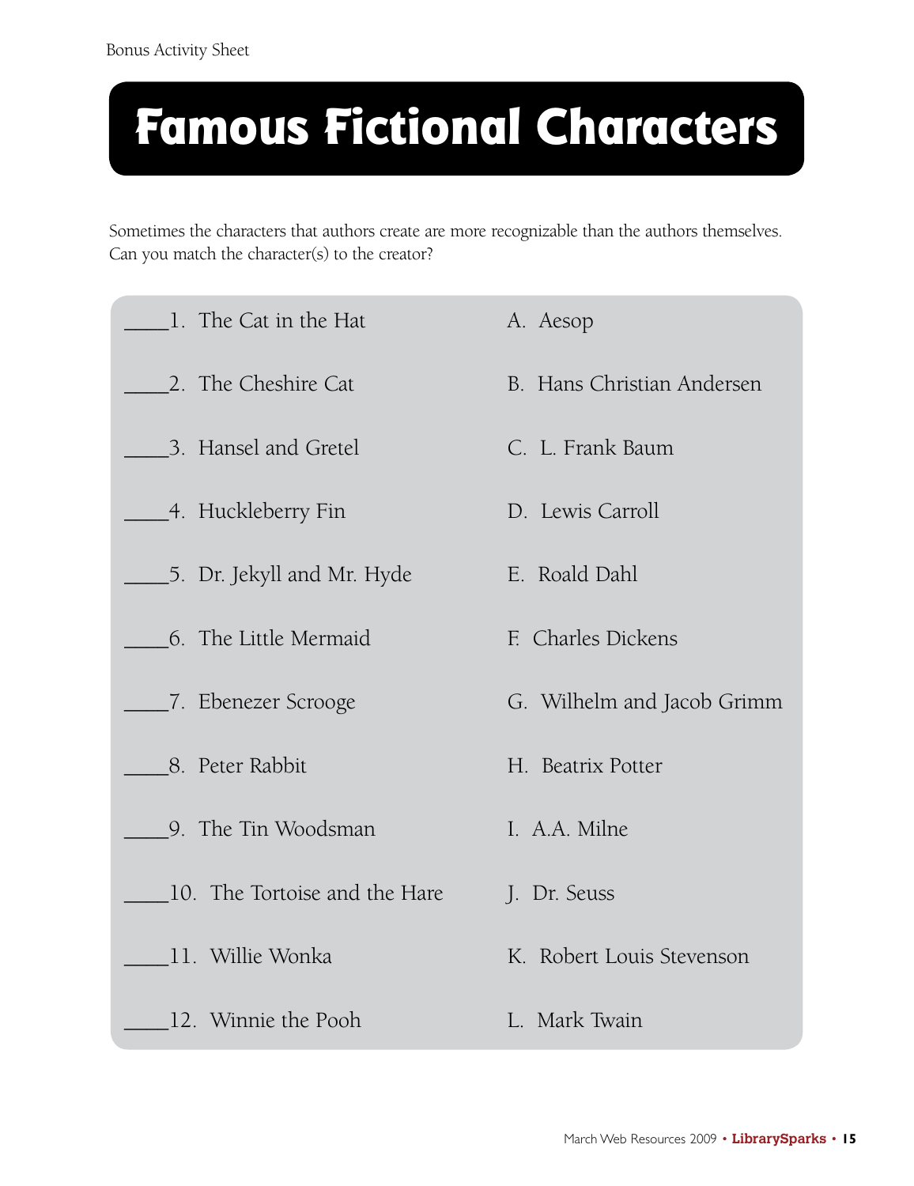Bonus Activity Sheet

# Famous Fictional Characters

Sometimes the characters that authors create are more recognizable than the authors themselves. Can you match the character(s) to the creator?

| | |
|---|---|
| ____1. The Cat in the Hat | A. Aesop |
| ____2. The Cheshire Cat | B. Hans Christian Andersen |
| ____3. Hansel and Gretel | C. L. Frank Baum |
| ____4. Huckleberry Fin | D. Lewis Carroll |
| ____5. Dr. Jekyll and Mr. Hyde | E. Roald Dahl |
| ____6. The Little Mermaid | F. Charles Dickens |
| ____7. Ebenezer Scrooge | G. Wilhelm and Jacob Grimm |
| ____8. Peter Rabbit | H. Beatrix Potter |
| ____9. The Tin Woodsman | I. A.A. Milne |
| ____10. The Tortoise and the Hare | J. Dr. Seuss |
| ____11. Willie Wonka | K. Robert Louis Stevenson |
| ____12. Winnie the Pooh | L. Mark Twain |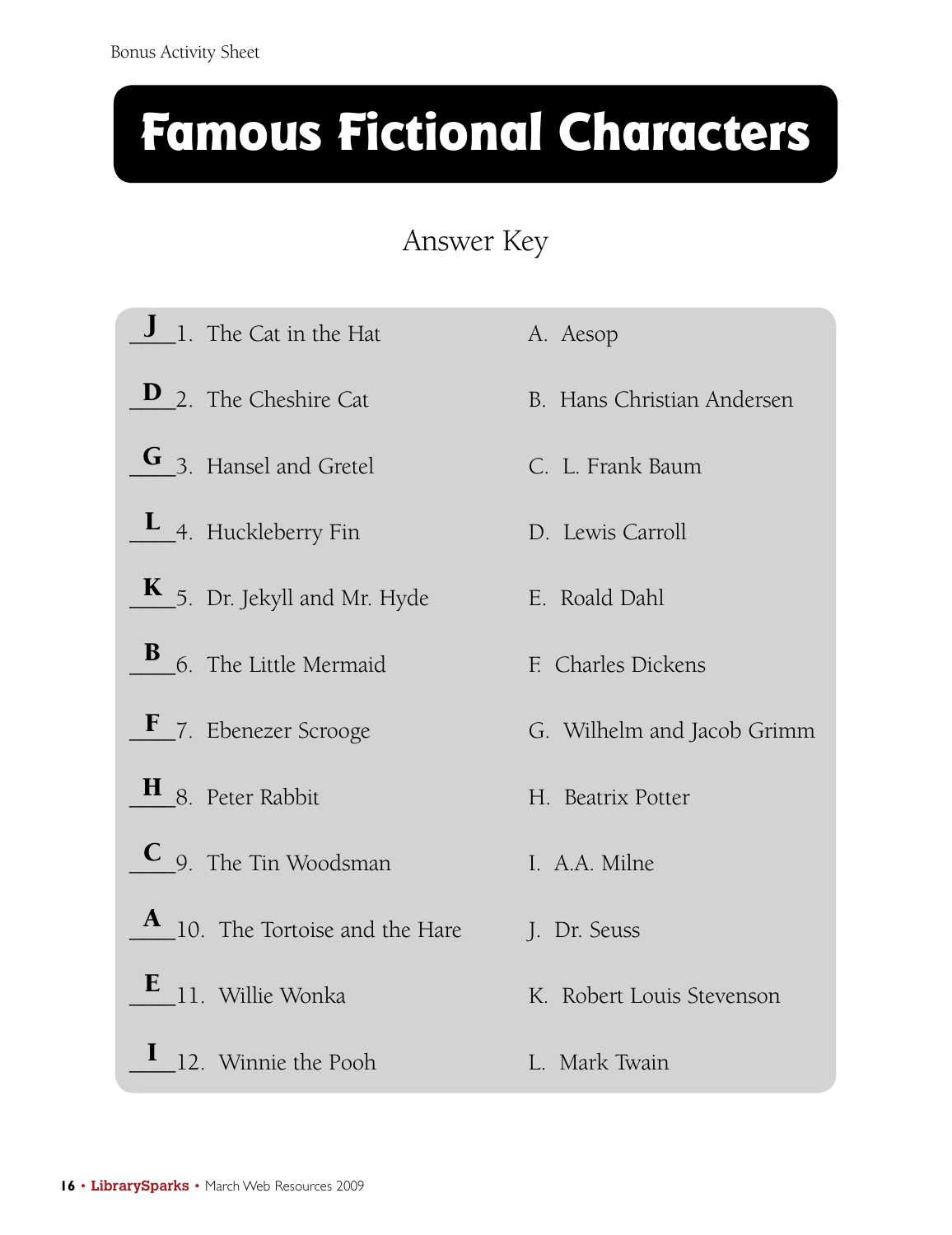Bonus Activity Sheet

# Famous Fictional Characters

## Answer Key

| | |
|---|---|
| **J** 1. The Cat in the Hat | A. Aesop |
| **D** 2. The Cheshire Cat | B. Hans Christian Andersen |
| **G** 3. Hansel and Gretel | C. L. Frank Baum |
| **L** 4. Huckleberry Fin | D. Lewis Carroll |
| **K** 5. Dr. Jekyll and Mr. Hyde | E. Roald Dahl |
| **B** 6. The Little Mermaid | F. Charles Dickens |
| **F** 7. Ebenezer Scrooge | G. Wilhelm and Jacob Grimm |
| **H** 8. Peter Rabbit | H. Beatrix Potter |
| **C** 9. The Tin Woodsman | I. A.A. Milne |
| **A** 10. The Tortoise and the Hare | J. Dr. Seuss |
| **E** 11. Willie Wonka | K. Robert Louis Stevenson |
| **I** 12. Winnie the Pooh | L. Mark Twain |